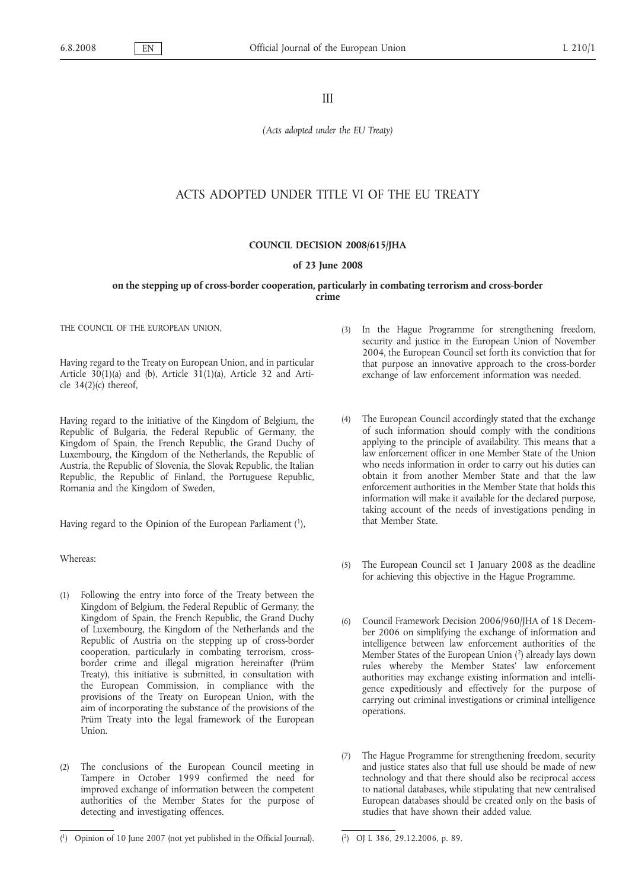III

*(Acts adopted under the EU Treaty)*

# ACTS ADOPTED UNDER TITLE VI OF THE EU TREATY

## COUNCIL DECISION 2008/615/JHA

### of 23 June 2008

### on the stepping up of cross-border cooperation, particularly in combating terrorism and cross-border crime

THE COUNCIL OF THE EUROPEAN UNION,

Having regard to the Treaty on European Union, and in particular Article 30(1)(a) and (b), Article 31(1)(a), Article 32 and Article 34(2)(c) thereof,

Having regard to the initiative of the Kingdom of Belgium, the Republic of Bulgaria, the Federal Republic of Germany, the Kingdom of Spain, the French Republic, the Grand Duchy of Luxembourg, the Kingdom of the Netherlands, the Republic of Austria, the Republic of Slovenia, the Slovak Republic, the Italian Republic, the Republic of Finland, the Portuguese Republic, Romania and the Kingdom of Sweden,

Having regard to the Opinion of the European Parliament [1],

Whereas:

(1) Following the entry into force of the Treaty between the Kingdom of Belgium, the Federal Republic of Germany, the Kingdom of Spain, the French Republic, the Grand Duchy of Luxembourg, the Kingdom of the Netherlands and the Republic of Austria on the stepping up of cross-border cooperation, particularly in combating terrorism, cross-border crime and illegal migration hereinafter (Prüm Treaty), this initiative is submitted, in consultation with the European Commission, in compliance with the provisions of the Treaty on European Union, with the aim of incorporating the substance of the provisions of the Prüm Treaty into the legal framework of the European Union.

(2) The conclusions of the European Council meeting in Tampere in October 1999 confirmed the need for improved exchange of information between the competent authorities of the Member States for the purpose of detecting and investigating offences.

(3) In the Hague Programme for strengthening freedom, security and justice in the European Union of November 2004, the European Council set forth its conviction that for that purpose an innovative approach to the cross-border exchange of law enforcement information was needed.

(4) The European Council accordingly stated that the exchange of such information should comply with the conditions applying to the principle of availability. This means that a law enforcement officer in one Member State of the Union who needs information in order to carry out his duties can obtain it from another Member State and that the law enforcement authorities in the Member State that holds this information will make it available for the declared purpose, taking account of the needs of investigations pending in that Member State.

(5) The European Council set 1 January 2008 as the deadline for achieving this objective in the Hague Programme.

(6) Council Framework Decision 2006/960/JHA of 18 December 2006 on simplifying the exchange of information and intelligence between law enforcement authorities of the Member States of the European Union [2] already lays down rules whereby the Member States' law enforcement authorities may exchange existing information and intelligence expeditiously and effectively for the purpose of carrying out criminal investigations or criminal intelligence operations.

(7) The Hague Programme for strengthening freedom, security and justice states also that full use should be made of new technology and that there should also be reciprocal access to national databases, while stipulating that new centralised European databases should be created only on the basis of studies that have shown their added value.

[1] Opinion of 10 June 2007 (not yet published in the Official Journal).

[2] OJ L 386, 29.12.2006, p. 89.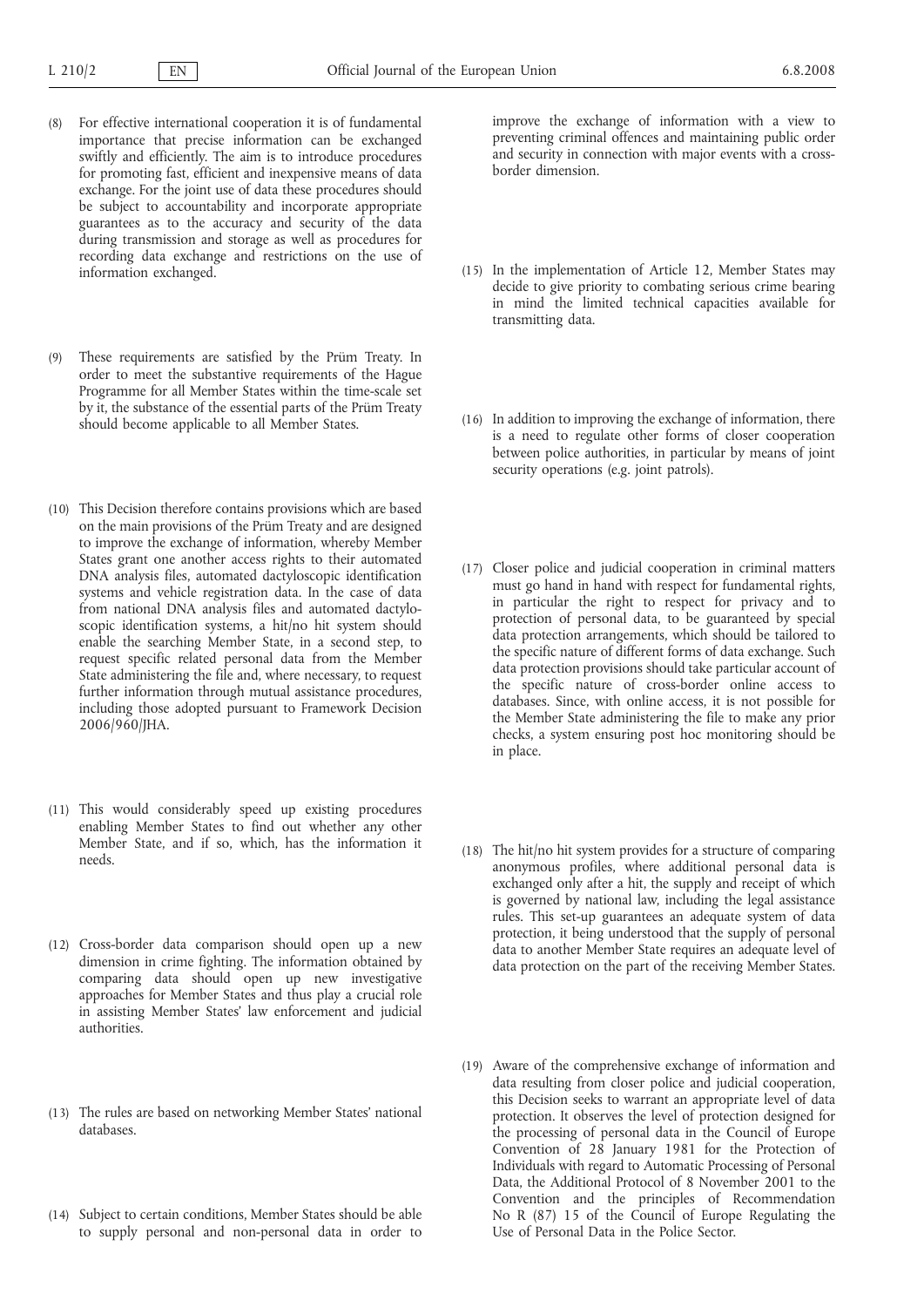(8) For effective international cooperation it is of fundamental importance that precise information can be exchanged swiftly and efficiently. The aim is to introduce procedures for promoting fast, efficient and inexpensive means of data exchange. For the joint use of data these procedures should be subject to accountability and incorporate appropriate guarantees as to the accuracy and security of the data during transmission and storage as well as procedures for recording data exchange and restrictions on the use of information exchanged.

(9) These requirements are satisfied by the Prüm Treaty. In order to meet the substantive requirements of the Hague Programme for all Member States within the time-scale set by it, the substance of the essential parts of the Prüm Treaty should become applicable to all Member States.

(10) This Decision therefore contains provisions which are based on the main provisions of the Prüm Treaty and are designed to improve the exchange of information, whereby Member States grant one another access rights to their automated DNA analysis files, automated dactyloscopic identification systems and vehicle registration data. In the case of data from national DNA analysis files and automated dactyloscopic identification systems, a hit/no hit system should enable the searching Member State, in a second step, to request specific related personal data from the Member State administering the file and, where necessary, to request further information through mutual assistance procedures, including those adopted pursuant to Framework Decision 2006/960/JHA.

(11) This would considerably speed up existing procedures enabling Member States to find out whether any other Member State, and if so, which, has the information it needs.

(12) Cross-border data comparison should open up a new dimension in crime fighting. The information obtained by comparing data should open up new investigative approaches for Member States and thus play a crucial role in assisting Member States' law enforcement and judicial authorities.

(13) The rules are based on networking Member States' national databases.

(14) Subject to certain conditions, Member States should be able to supply personal and non-personal data in order to improve the exchange of information with a view to preventing criminal offences and maintaining public order and security in connection with major events with a cross-border dimension.

(15) In the implementation of Article 12, Member States may decide to give priority to combating serious crime bearing in mind the limited technical capacities available for transmitting data.

(16) In addition to improving the exchange of information, there is a need to regulate other forms of closer cooperation between police authorities, in particular by means of joint security operations (e.g. joint patrols).

(17) Closer police and judicial cooperation in criminal matters must go hand in hand with respect for fundamental rights, in particular the right to respect for privacy and to protection of personal data, to be guaranteed by special data protection arrangements, which should be tailored to the specific nature of different forms of data exchange. Such data protection provisions should take particular account of the specific nature of cross-border online access to databases. Since, with online access, it is not possible for the Member State administering the file to make any prior checks, a system ensuring post hoc monitoring should be in place.

(18) The hit/no hit system provides for a structure of comparing anonymous profiles, where additional personal data is exchanged only after a hit, the supply and receipt of which is governed by national law, including the legal assistance rules. This set-up guarantees an adequate system of data protection, it being understood that the supply of personal data to another Member State requires an adequate level of data protection on the part of the receiving Member States.

(19) Aware of the comprehensive exchange of information and data resulting from closer police and judicial cooperation, this Decision seeks to warrant an appropriate level of data protection. It observes the level of protection designed for the processing of personal data in the Council of Europe Convention of 28 January 1981 for the Protection of Individuals with regard to Automatic Processing of Personal Data, the Additional Protocol of 8 November 2001 to the Convention and the principles of Recommendation No R (87) 15 of the Council of Europe Regulating the Use of Personal Data in the Police Sector.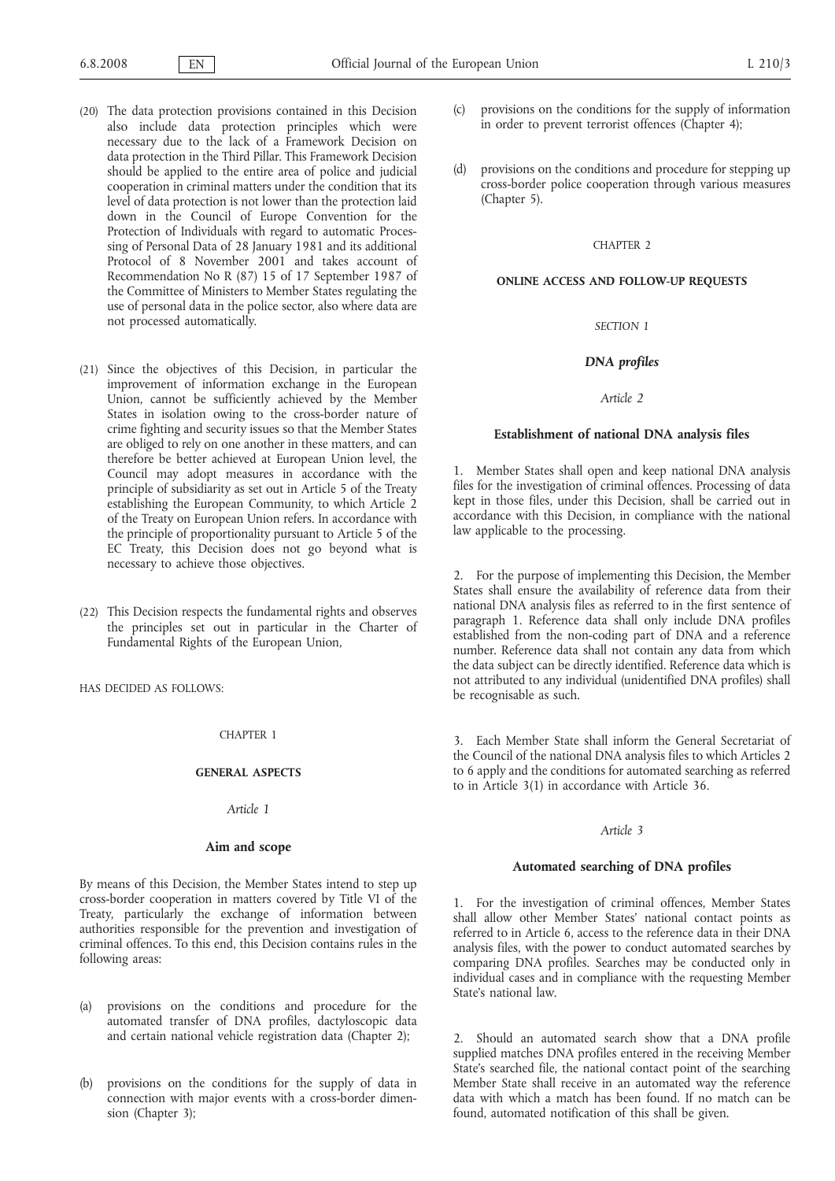(20) The data protection provisions contained in this Decision also include data protection principles which were necessary due to the lack of a Framework Decision on data protection in the Third Pillar. This Framework Decision should be applied to the entire area of police and judicial cooperation in criminal matters under the condition that its level of data protection is not lower than the protection laid down in the Council of Europe Convention for the Protection of Individuals with regard to automatic Processing of Personal Data of 28 January 1981 and its additional Protocol of 8 November 2001 and takes account of Recommendation No R (87) 15 of 17 September 1987 of the Committee of Ministers to Member States regulating the use of personal data in the police sector, also where data are not processed automatically.

(21) Since the objectives of this Decision, in particular the improvement of information exchange in the European Union, cannot be sufficiently achieved by the Member States in isolation owing to the cross-border nature of crime fighting and security issues so that the Member States are obliged to rely on one another in these matters, and can therefore be better achieved at European Union level, the Council may adopt measures in accordance with the principle of subsidiarity as set out in Article 5 of the Treaty establishing the European Community, to which Article 2 of the Treaty on European Union refers. In accordance with the principle of proportionality pursuant to Article 5 of the EC Treaty, this Decision does not go beyond what is necessary to achieve those objectives.

(22) This Decision respects the fundamental rights and observes the principles set out in particular in the Charter of Fundamental Rights of the European Union,

HAS DECIDED AS FOLLOWS:

CHAPTER 1

**GENERAL ASPECTS**

*Article 1*

**Aim and scope**

By means of this Decision, the Member States intend to step up cross-border cooperation in matters covered by Title VI of the Treaty, particularly the exchange of information between authorities responsible for the prevention and investigation of criminal offences. To this end, this Decision contains rules in the following areas:

(a) provisions on the conditions and procedure for the automated transfer of DNA profiles, dactyloscopic data and certain national vehicle registration data (Chapter 2);

(b) provisions on the conditions for the supply of data in connection with major events with a cross-border dimension (Chapter 3);

(c) provisions on the conditions for the supply of information in order to prevent terrorist offences (Chapter 4);

(d) provisions on the conditions and procedure for stepping up cross-border police cooperation through various measures (Chapter 5).

CHAPTER 2

**ONLINE ACCESS AND FOLLOW-UP REQUESTS**

*SECTION 1*

***DNA profiles***

*Article 2*

**Establishment of national DNA analysis files**

1. Member States shall open and keep national DNA analysis files for the investigation of criminal offences. Processing of data kept in those files, under this Decision, shall be carried out in accordance with this Decision, in compliance with the national law applicable to the processing.

2. For the purpose of implementing this Decision, the Member States shall ensure the availability of reference data from their national DNA analysis files as referred to in the first sentence of paragraph 1. Reference data shall only include DNA profiles established from the non-coding part of DNA and a reference number. Reference data shall not contain any data from which the data subject can be directly identified. Reference data which is not attributed to any individual (unidentified DNA profiles) shall be recognisable as such.

3. Each Member State shall inform the General Secretariat of the Council of the national DNA analysis files to which Articles 2 to 6 apply and the conditions for automated searching as referred to in Article 3(1) in accordance with Article 36.

*Article 3*

**Automated searching of DNA profiles**

1. For the investigation of criminal offences, Member States shall allow other Member States' national contact points as referred to in Article 6, access to the reference data in their DNA analysis files, with the power to conduct automated searches by comparing DNA profiles. Searches may be conducted only in individual cases and in compliance with the requesting Member State's national law.

2. Should an automated search show that a DNA profile supplied matches DNA profiles entered in the receiving Member State's searched file, the national contact point of the searching Member State shall receive in an automated way the reference data with which a match has been found. If no match can be found, automated notification of this shall be given.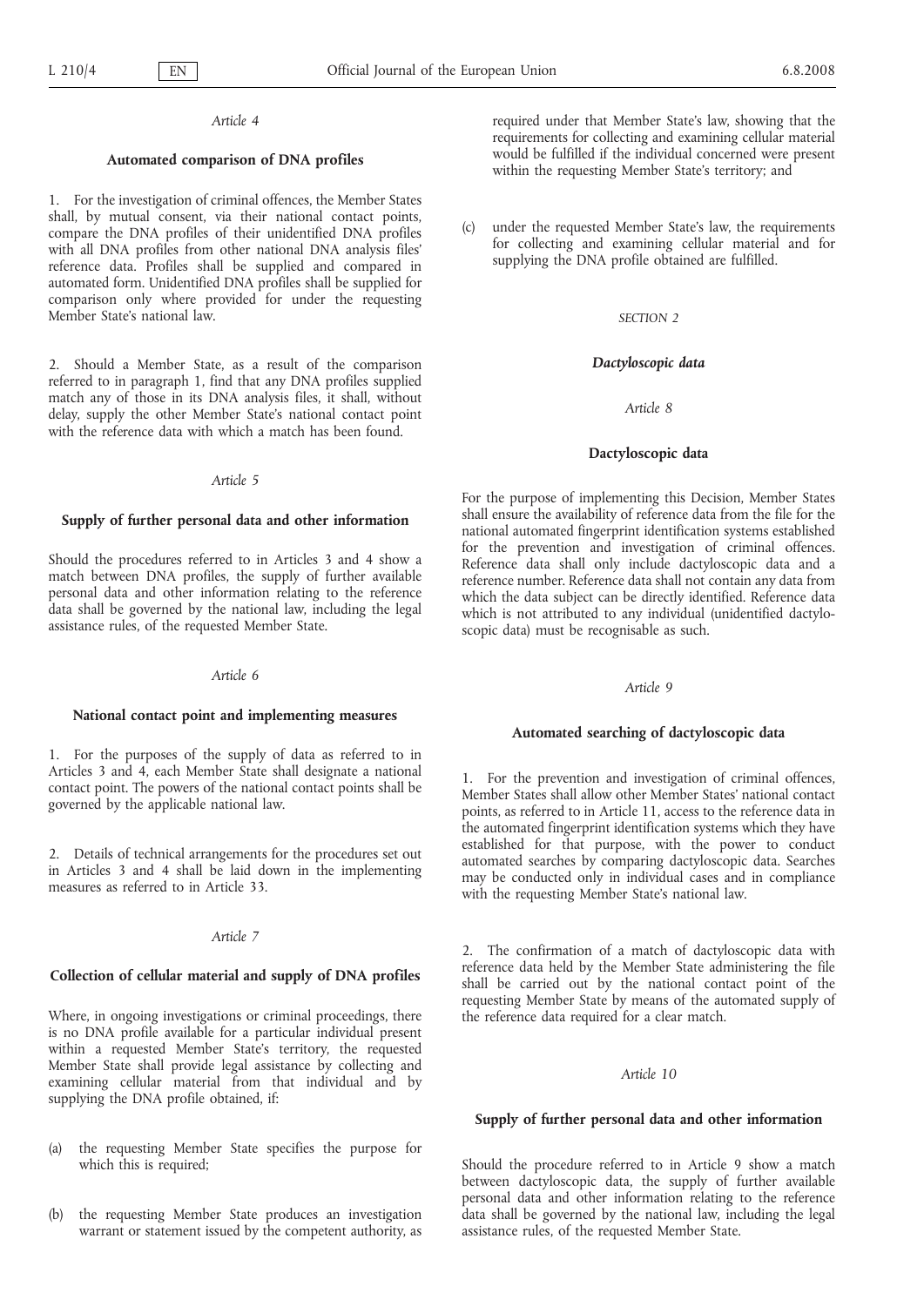*Article 4*

**Automated comparison of DNA profiles**

1. For the investigation of criminal offences, the Member States shall, by mutual consent, via their national contact points, compare the DNA profiles of their unidentified DNA profiles with all DNA profiles from other national DNA analysis files' reference data. Profiles shall be supplied and compared in automated form. Unidentified DNA profiles shall be supplied for comparison only where provided for under the requesting Member State's national law.

2. Should a Member State, as a result of the comparison referred to in paragraph 1, find that any DNA profiles supplied match any of those in its DNA analysis files, it shall, without delay, supply the other Member State's national contact point with the reference data with which a match has been found.

*Article 5*

**Supply of further personal data and other information**

Should the procedures referred to in Articles 3 and 4 show a match between DNA profiles, the supply of further available personal data and other information relating to the reference data shall be governed by the national law, including the legal assistance rules, of the requested Member State.

*Article 6*

**National contact point and implementing measures**

1. For the purposes of the supply of data as referred to in Articles 3 and 4, each Member State shall designate a national contact point. The powers of the national contact points shall be governed by the applicable national law.

2. Details of technical arrangements for the procedures set out in Articles 3 and 4 shall be laid down in the implementing measures as referred to in Article 33.

*Article 7*

**Collection of cellular material and supply of DNA profiles**

Where, in ongoing investigations or criminal proceedings, there is no DNA profile available for a particular individual present within a requested Member State's territory, the requested Member State shall provide legal assistance by collecting and examining cellular material from that individual and by supplying the DNA profile obtained, if:

(a) the requesting Member State specifies the purpose for which this is required;

(b) the requesting Member State produces an investigation warrant or statement issued by the competent authority, as required under that Member State's law, showing that the requirements for collecting and examining cellular material would be fulfilled if the individual concerned were present within the requesting Member State's territory; and

(c) under the requested Member State's law, the requirements for collecting and examining cellular material and for supplying the DNA profile obtained are fulfilled.

*SECTION 2*

***Dactyloscopic data***

*Article 8*

**Dactyloscopic data**

For the purpose of implementing this Decision, Member States shall ensure the availability of reference data from the file for the national automated fingerprint identification systems established for the prevention and investigation of criminal offences. Reference data shall only include dactyloscopic data and a reference number. Reference data shall not contain any data from which the data subject can be directly identified. Reference data which is not attributed to any individual (unidentified dactyloscopic data) must be recognisable as such.

*Article 9*

**Automated searching of dactyloscopic data**

1. For the prevention and investigation of criminal offences, Member States shall allow other Member States' national contact points, as referred to in Article 11, access to the reference data in the automated fingerprint identification systems which they have established for that purpose, with the power to conduct automated searches by comparing dactyloscopic data. Searches may be conducted only in individual cases and in compliance with the requesting Member State's national law.

2. The confirmation of a match of dactyloscopic data with reference data held by the Member State administering the file shall be carried out by the national contact point of the requesting Member State by means of the automated supply of the reference data required for a clear match.

*Article 10*

**Supply of further personal data and other information**

Should the procedure referred to in Article 9 show a match between dactyloscopic data, the supply of further available personal data and other information relating to the reference data shall be governed by the national law, including the legal assistance rules, of the requested Member State.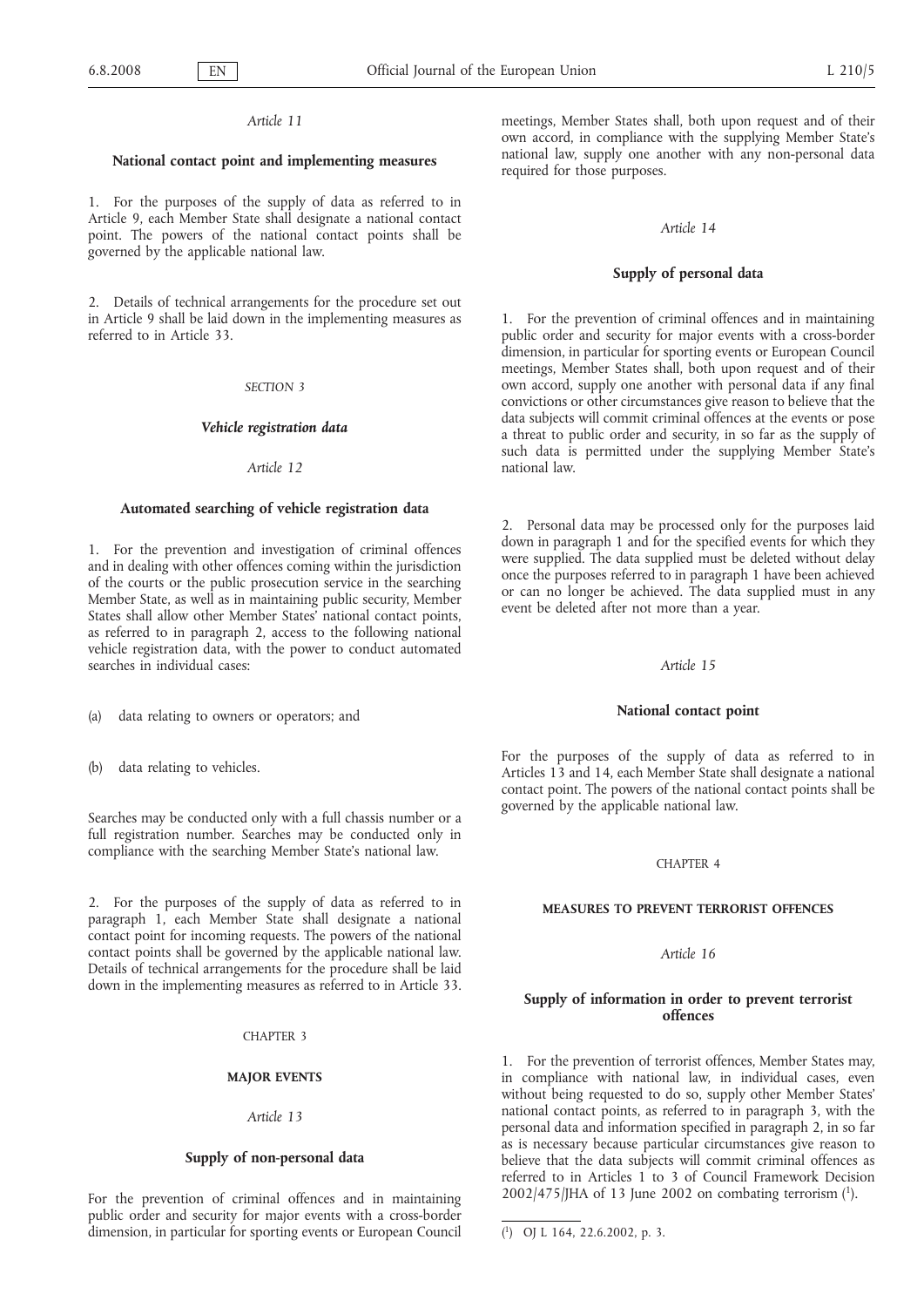*Article 11*

**National contact point and implementing measures**

1. For the purposes of the supply of data as referred to in Article 9, each Member State shall designate a national contact point. The powers of the national contact points shall be governed by the applicable national law.

2. Details of technical arrangements for the procedure set out in Article 9 shall be laid down in the implementing measures as referred to in Article 33.

*SECTION 3*

***Vehicle registration data***

*Article 12*

**Automated searching of vehicle registration data**

1. For the prevention and investigation of criminal offences and in dealing with other offences coming within the jurisdiction of the courts or the public prosecution service in the searching Member State, as well as in maintaining public security, Member States shall allow other Member States' national contact points, as referred to in paragraph 2, access to the following national vehicle registration data, with the power to conduct automated searches in individual cases:

(a) data relating to owners or operators; and

(b) data relating to vehicles.

Searches may be conducted only with a full chassis number or a full registration number. Searches may be conducted only in compliance with the searching Member State's national law.

2. For the purposes of the supply of data as referred to in paragraph 1, each Member State shall designate a national contact point for incoming requests. The powers of the national contact points shall be governed by the applicable national law. Details of technical arrangements for the procedure shall be laid down in the implementing measures as referred to in Article 33.

CHAPTER 3

**MAJOR EVENTS**

*Article 13*

**Supply of non-personal data**

For the prevention of criminal offences and in maintaining public order and security for major events with a cross-border dimension, in particular for sporting events or European Council meetings, Member States shall, both upon request and of their own accord, in compliance with the supplying Member State's national law, supply one another with any non-personal data required for those purposes.

*Article 14*

**Supply of personal data**

1. For the prevention of criminal offences and in maintaining public order and security for major events with a cross-border dimension, in particular for sporting events or European Council meetings, Member States shall, both upon request and of their own accord, supply one another with personal data if any final convictions or other circumstances give reason to believe that the data subjects will commit criminal offences at the events or pose a threat to public order and security, in so far as the supply of such data is permitted under the supplying Member State's national law.

2. Personal data may be processed only for the purposes laid down in paragraph 1 and for the specified events for which they were supplied. The data supplied must be deleted without delay once the purposes referred to in paragraph 1 have been achieved or can no longer be achieved. The data supplied must in any event be deleted after not more than a year.

*Article 15*

**National contact point**

For the purposes of the supply of data as referred to in Articles 13 and 14, each Member State shall designate a national contact point. The powers of the national contact points shall be governed by the applicable national law.

CHAPTER 4

**MEASURES TO PREVENT TERRORIST OFFENCES**

*Article 16*

**Supply of information in order to prevent terrorist offences**

1. For the prevention of terrorist offences, Member States may, in compliance with national law, in individual cases, even without being requested to do so, supply other Member States' national contact points, as referred to in paragraph 3, with the personal data and information specified in paragraph 2, in so far as is necessary because particular circumstances give reason to believe that the data subjects will commit criminal offences as referred to in Articles 1 to 3 of Council Framework Decision 2002/475/JHA of 13 June 2002 on combating terrorism [1].

[1] OJ L 164, 22.6.2002, p. 3.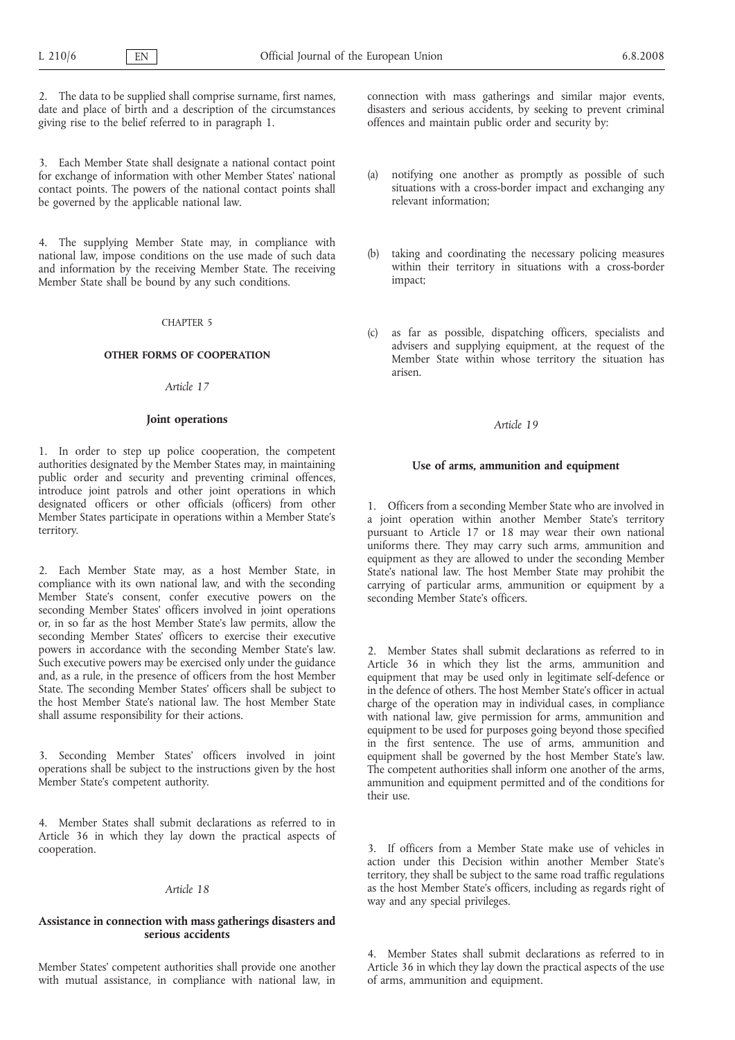2. The data to be supplied shall comprise surname, first names, date and place of birth and a description of the circumstances giving rise to the belief referred to in paragraph 1.

3. Each Member State shall designate a national contact point for exchange of information with other Member States' national contact points. The powers of the national contact points shall be governed by the applicable national law.

4. The supplying Member State may, in compliance with national law, impose conditions on the use made of such data and information by the receiving Member State. The receiving Member State shall be bound by any such conditions.

CHAPTER 5

**OTHER FORMS OF COOPERATION**

*Article 17*

**Joint operations**

1. In order to step up police cooperation, the competent authorities designated by the Member States may, in maintaining public order and security and preventing criminal offences, introduce joint patrols and other joint operations in which designated officers or other officials (officers) from other Member States participate in operations within a Member State's territory.

2. Each Member State may, as a host Member State, in compliance with its own national law, and with the seconding Member State's consent, confer executive powers on the seconding Member States' officers involved in joint operations or, in so far as the host Member State's law permits, allow the seconding Member States' officers to exercise their executive powers in accordance with the seconding Member State's law. Such executive powers may be exercised only under the guidance and, as a rule, in the presence of officers from the host Member State. The seconding Member States' officers shall be subject to the host Member State's national law. The host Member State shall assume responsibility for their actions.

3. Seconding Member States' officers involved in joint operations shall be subject to the instructions given by the host Member State's competent authority.

4. Member States shall submit declarations as referred to in Article 36 in which they lay down the practical aspects of cooperation.

*Article 18*

**Assistance in connection with mass gatherings disasters and serious accidents**

Member States' competent authorities shall provide one another with mutual assistance, in compliance with national law, in connection with mass gatherings and similar major events, disasters and serious accidents, by seeking to prevent criminal offences and maintain public order and security by:

(a) notifying one another as promptly as possible of such situations with a cross-border impact and exchanging any relevant information;

(b) taking and coordinating the necessary policing measures within their territory in situations with a cross-border impact;

(c) as far as possible, dispatching officers, specialists and advisers and supplying equipment, at the request of the Member State within whose territory the situation has arisen.

*Article 19*

**Use of arms, ammunition and equipment**

1. Officers from a seconding Member State who are involved in a joint operation within another Member State's territory pursuant to Article 17 or 18 may wear their own national uniforms there. They may carry such arms, ammunition and equipment as they are allowed to under the seconding Member State's national law. The host Member State may prohibit the carrying of particular arms, ammunition or equipment by a seconding Member State's officers.

2. Member States shall submit declarations as referred to in Article 36 in which they list the arms, ammunition and equipment that may be used only in legitimate self-defence or in the defence of others. The host Member State's officer in actual charge of the operation may in individual cases, in compliance with national law, give permission for arms, ammunition and equipment to be used for purposes going beyond those specified in the first sentence. The use of arms, ammunition and equipment shall be governed by the host Member State's law. The competent authorities shall inform one another of the arms, ammunition and equipment permitted and of the conditions for their use.

3. If officers from a Member State make use of vehicles in action under this Decision within another Member State's territory, they shall be subject to the same road traffic regulations as the host Member State's officers, including as regards right of way and any special privileges.

4. Member States shall submit declarations as referred to in Article 36 in which they lay down the practical aspects of the use of arms, ammunition and equipment.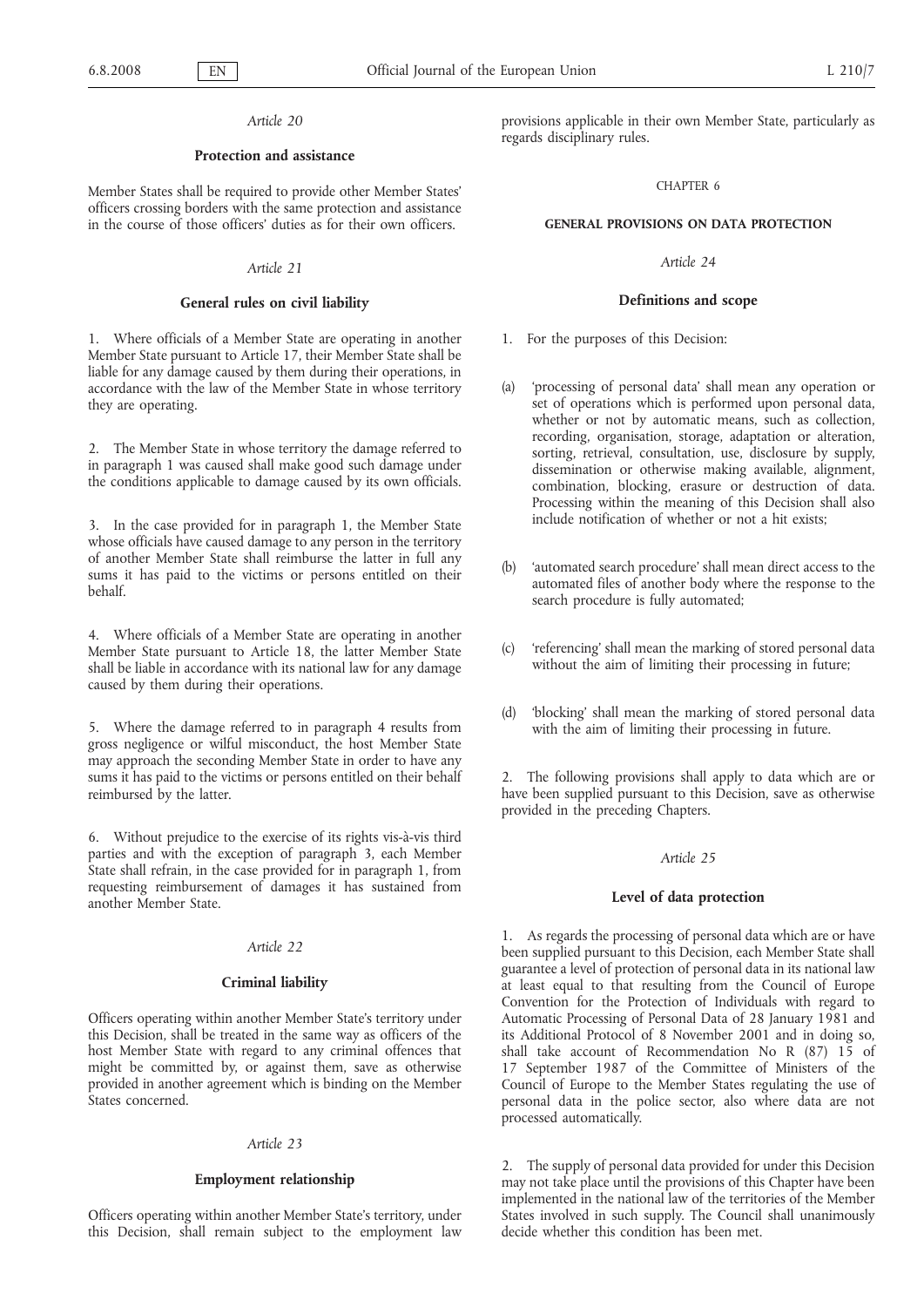*Article 20*

**Protection and assistance**

Member States shall be required to provide other Member States' officers crossing borders with the same protection and assistance in the course of those officers' duties as for their own officers.

*Article 21*

**General rules on civil liability**

1. Where officials of a Member State are operating in another Member State pursuant to Article 17, their Member State shall be liable for any damage caused by them during their operations, in accordance with the law of the Member State in whose territory they are operating.

2. The Member State in whose territory the damage referred to in paragraph 1 was caused shall make good such damage under the conditions applicable to damage caused by its own officials.

3. In the case provided for in paragraph 1, the Member State whose officials have caused damage to any person in the territory of another Member State shall reimburse the latter in full any sums it has paid to the victims or persons entitled on their behalf.

4. Where officials of a Member State are operating in another Member State pursuant to Article 18, the latter Member State shall be liable in accordance with its national law for any damage caused by them during their operations.

5. Where the damage referred to in paragraph 4 results from gross negligence or wilful misconduct, the host Member State may approach the seconding Member State in order to have any sums it has paid to the victims or persons entitled on their behalf reimbursed by the latter.

6. Without prejudice to the exercise of its rights vis-à-vis third parties and with the exception of paragraph 3, each Member State shall refrain, in the case provided for in paragraph 1, from requesting reimbursement of damages it has sustained from another Member State.

*Article 22*

**Criminal liability**

Officers operating within another Member State's territory under this Decision, shall be treated in the same way as officers of the host Member State with regard to any criminal offences that might be committed by, or against them, save as otherwise provided in another agreement which is binding on the Member States concerned.

*Article 23*

**Employment relationship**

Officers operating within another Member State's territory, under this Decision, shall remain subject to the employment law provisions applicable in their own Member State, particularly as regards disciplinary rules.

CHAPTER 6

**GENERAL PROVISIONS ON DATA PROTECTION**

*Article 24*

**Definitions and scope**

1. For the purposes of this Decision:

(a) 'processing of personal data' shall mean any operation or set of operations which is performed upon personal data, whether or not by automatic means, such as collection, recording, organisation, storage, adaptation or alteration, sorting, retrieval, consultation, use, disclosure by supply, dissemination or otherwise making available, alignment, combination, blocking, erasure or destruction of data. Processing within the meaning of this Decision shall also include notification of whether or not a hit exists;

(b) 'automated search procedure' shall mean direct access to the automated files of another body where the response to the search procedure is fully automated;

(c) 'referencing' shall mean the marking of stored personal data without the aim of limiting their processing in future;

(d) 'blocking' shall mean the marking of stored personal data with the aim of limiting their processing in future.

2. The following provisions shall apply to data which are or have been supplied pursuant to this Decision, save as otherwise provided in the preceding Chapters.

*Article 25*

**Level of data protection**

1. As regards the processing of personal data which are or have been supplied pursuant to this Decision, each Member State shall guarantee a level of protection of personal data in its national law at least equal to that resulting from the Council of Europe Convention for the Protection of Individuals with regard to Automatic Processing of Personal Data of 28 January 1981 and its Additional Protocol of 8 November 2001 and in doing so, shall take account of Recommendation No R (87) 15 of 17 September 1987 of the Committee of Ministers of the Council of Europe to the Member States regulating the use of personal data in the police sector, also where data are not processed automatically.

2. The supply of personal data provided for under this Decision may not take place until the provisions of this Chapter have been implemented in the national law of the territories of the Member States involved in such supply. The Council shall unanimously decide whether this condition has been met.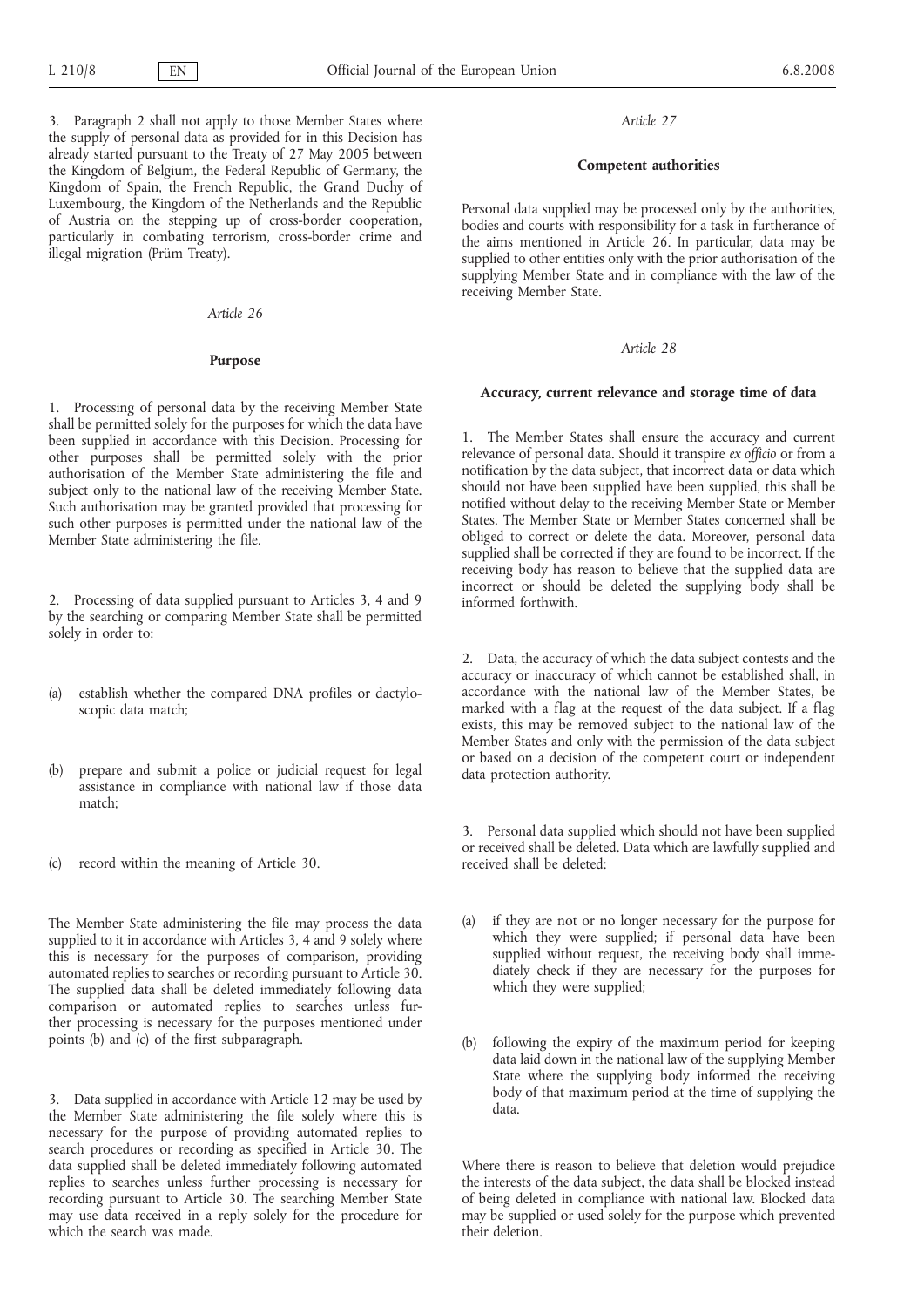3. Paragraph 2 shall not apply to those Member States where the supply of personal data as provided for in this Decision has already started pursuant to the Treaty of 27 May 2005 between the Kingdom of Belgium, the Federal Republic of Germany, the Kingdom of Spain, the French Republic, the Grand Duchy of Luxembourg, the Kingdom of the Netherlands and the Republic of Austria on the stepping up of cross-border cooperation, particularly in combating terrorism, cross-border crime and illegal migration (Prüm Treaty).

*Article 26*

**Purpose**

1. Processing of personal data by the receiving Member State shall be permitted solely for the purposes for which the data have been supplied in accordance with this Decision. Processing for other purposes shall be permitted solely with the prior authorisation of the Member State administering the file and subject only to the national law of the receiving Member State. Such authorisation may be granted provided that processing for such other purposes is permitted under the national law of the Member State administering the file.

2. Processing of data supplied pursuant to Articles 3, 4 and 9 by the searching or comparing Member State shall be permitted solely in order to:

(a) establish whether the compared DNA profiles or dactyloscopic data match;

(b) prepare and submit a police or judicial request for legal assistance in compliance with national law if those data match;

(c) record within the meaning of Article 30.

The Member State administering the file may process the data supplied to it in accordance with Articles 3, 4 and 9 solely where this is necessary for the purposes of comparison, providing automated replies to searches or recording pursuant to Article 30. The supplied data shall be deleted immediately following data comparison or automated replies to searches unless further processing is necessary for the purposes mentioned under points (b) and (c) of the first subparagraph.

3. Data supplied in accordance with Article 12 may be used by the Member State administering the file solely where this is necessary for the purpose of providing automated replies to search procedures or recording as specified in Article 30. The data supplied shall be deleted immediately following automated replies to searches unless further processing is necessary for recording pursuant to Article 30. The searching Member State may use data received in a reply solely for the procedure for which the search was made.

*Article 27*

**Competent authorities**

Personal data supplied may be processed only by the authorities, bodies and courts with responsibility for a task in furtherance of the aims mentioned in Article 26. In particular, data may be supplied to other entities only with the prior authorisation of the supplying Member State and in compliance with the law of the receiving Member State.

*Article 28*

**Accuracy, current relevance and storage time of data**

1. The Member States shall ensure the accuracy and current relevance of personal data. Should it transpire *ex officio* or from a notification by the data subject, that incorrect data or data which should not have been supplied have been supplied, this shall be notified without delay to the receiving Member State or Member States. The Member State or Member States concerned shall be obliged to correct or delete the data. Moreover, personal data supplied shall be corrected if they are found to be incorrect. If the receiving body has reason to believe that the supplied data are incorrect or should be deleted the supplying body shall be informed forthwith.

2. Data, the accuracy of which the data subject contests and the accuracy or inaccuracy of which cannot be established shall, in accordance with the national law of the Member States, be marked with a flag at the request of the data subject. If a flag exists, this may be removed subject to the national law of the Member States and only with the permission of the data subject or based on a decision of the competent court or independent data protection authority.

3. Personal data supplied which should not have been supplied or received shall be deleted. Data which are lawfully supplied and received shall be deleted:

(a) if they are not or no longer necessary for the purpose for which they were supplied; if personal data have been supplied without request, the receiving body shall immediately check if they are necessary for the purposes for which they were supplied;

(b) following the expiry of the maximum period for keeping data laid down in the national law of the supplying Member State where the supplying body informed the receiving body of that maximum period at the time of supplying the data.

Where there is reason to believe that deletion would prejudice the interests of the data subject, the data shall be blocked instead of being deleted in compliance with national law. Blocked data may be supplied or used solely for the purpose which prevented their deletion.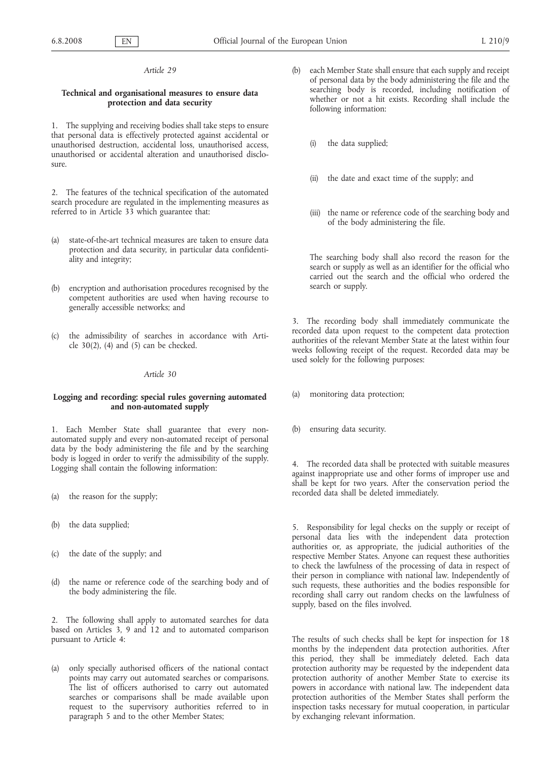*Article 29*

**Technical and organisational measures to ensure data protection and data security**

1. The supplying and receiving bodies shall take steps to ensure that personal data is effectively protected against accidental or unauthorised destruction, accidental loss, unauthorised access, unauthorised or accidental alteration and unauthorised disclosure.

2. The features of the technical specification of the automated search procedure are regulated in the implementing measures as referred to in Article 33 which guarantee that:

(a) state-of-the-art technical measures are taken to ensure data protection and data security, in particular data confidentiality and integrity;

(b) encryption and authorisation procedures recognised by the competent authorities are used when having recourse to generally accessible networks; and

(c) the admissibility of searches in accordance with Article 30(2), (4) and (5) can be checked.

*Article 30*

**Logging and recording: special rules governing automated and non-automated supply**

1. Each Member State shall guarantee that every non-automated supply and every non-automated receipt of personal data by the body administering the file and by the searching body is logged in order to verify the admissibility of the supply. Logging shall contain the following information:

(a) the reason for the supply;

(b) the data supplied;

(c) the date of the supply; and

(d) the name or reference code of the searching body and of the body administering the file.

2. The following shall apply to automated searches for data based on Articles 3, 9 and 12 and to automated comparison pursuant to Article 4:

(a) only specially authorised officers of the national contact points may carry out automated searches or comparisons. The list of officers authorised to carry out automated searches or comparisons shall be made available upon request to the supervisory authorities referred to in paragraph 5 and to the other Member States;

(b) each Member State shall ensure that each supply and receipt of personal data by the body administering the file and the searching body is recorded, including notification of whether or not a hit exists. Recording shall include the following information:

  (i) the data supplied;

  (ii) the date and exact time of the supply; and

  (iii) the name or reference code of the searching body and of the body administering the file.

  The searching body shall also record the reason for the search or supply as well as an identifier for the official who carried out the search and the official who ordered the search or supply.

3. The recording body shall immediately communicate the recorded data upon request to the competent data protection authorities of the relevant Member State at the latest within four weeks following receipt of the request. Recorded data may be used solely for the following purposes:

(a) monitoring data protection;

(b) ensuring data security.

4. The recorded data shall be protected with suitable measures against inappropriate use and other forms of improper use and shall be kept for two years. After the conservation period the recorded data shall be deleted immediately.

5. Responsibility for legal checks on the supply or receipt of personal data lies with the independent data protection authorities or, as appropriate, the judicial authorities of the respective Member States. Anyone can request these authorities to check the lawfulness of the processing of data in respect of their person in compliance with national law. Independently of such requests, these authorities and the bodies responsible for recording shall carry out random checks on the lawfulness of supply, based on the files involved.

The results of such checks shall be kept for inspection for 18 months by the independent data protection authorities. After this period, they shall be immediately deleted. Each data protection authority may be requested by the independent data protection authority of another Member State to exercise its powers in accordance with national law. The independent data protection authorities of the Member States shall perform the inspection tasks necessary for mutual cooperation, in particular by exchanging relevant information.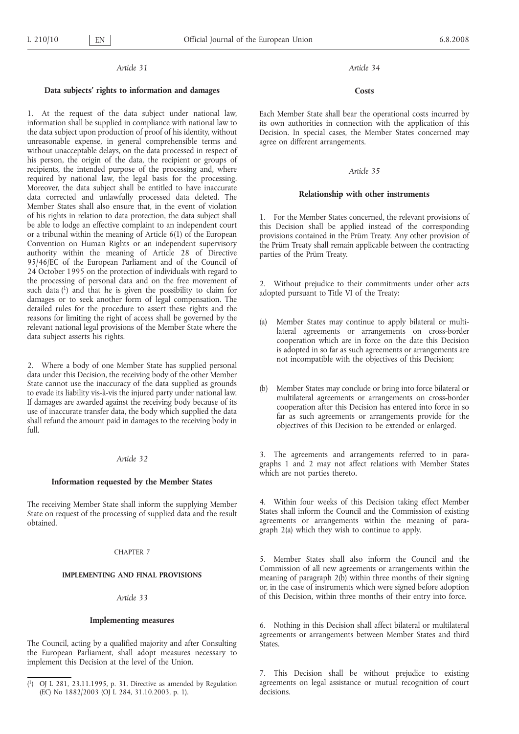*Article 31*

**Data subjects' rights to information and damages**

1. At the request of the data subject under national law, information shall be supplied in compliance with national law to the data subject upon production of proof of his identity, without unreasonable expense, in general comprehensible terms and without unacceptable delays, on the data processed in respect of his person, the origin of the data, the recipient or groups of recipients, the intended purpose of the processing and, where required by national law, the legal basis for the processing. Moreover, the data subject shall be entitled to have inaccurate data corrected and unlawfully processed data deleted. The Member States shall also ensure that, in the event of violation of his rights in relation to data protection, the data subject shall be able to lodge an effective complaint to an independent court or a tribunal within the meaning of Article 6(1) of the European Convention on Human Rights or an independent supervisory authority within the meaning of Article 28 of Directive 95/46/EC of the European Parliament and of the Council of 24 October 1995 on the protection of individuals with regard to the processing of personal data and on the free movement of such data [1] and that he is given the possibility to claim for damages or to seek another form of legal compensation. The detailed rules for the procedure to assert these rights and the reasons for limiting the right of access shall be governed by the relevant national legal provisions of the Member State where the data subject asserts his rights.

2. Where a body of one Member State has supplied personal data under this Decision, the receiving body of the other Member State cannot use the inaccuracy of the data supplied as grounds to evade its liability vis-à-vis the injured party under national law. If damages are awarded against the receiving body because of its use of inaccurate transfer data, the body which supplied the data shall refund the amount paid in damages to the receiving body in full.

*Article 32*

**Information requested by the Member States**

The receiving Member State shall inform the supplying Member State on request of the processing of supplied data and the result obtained.

CHAPTER 7

**IMPLEMENTING AND FINAL PROVISIONS**

*Article 33*

**Implementing measures**

The Council, acting by a qualified majority and after Consulting the European Parliament, shall adopt measures necessary to implement this Decision at the level of the Union.

*Article 34*

**Costs**

Each Member State shall bear the operational costs incurred by its own authorities in connection with the application of this Decision. In special cases, the Member States concerned may agree on different arrangements.

*Article 35*

**Relationship with other instruments**

1. For the Member States concerned, the relevant provisions of this Decision shall be applied instead of the corresponding provisions contained in the Prüm Treaty. Any other provision of the Prüm Treaty shall remain applicable between the contracting parties of the Prüm Treaty.

2. Without prejudice to their commitments under other acts adopted pursuant to Title VI of the Treaty:

(a) Member States may continue to apply bilateral or multilateral agreements or arrangements on cross-border cooperation which are in force on the date this Decision is adopted in so far as such agreements or arrangements are not incompatible with the objectives of this Decision;

(b) Member States may conclude or bring into force bilateral or multilateral agreements or arrangements on cross-border cooperation after this Decision has entered into force in so far as such agreements or arrangements provide for the objectives of this Decision to be extended or enlarged.

3. The agreements and arrangements referred to in paragraphs 1 and 2 may not affect relations with Member States which are not parties thereto.

4. Within four weeks of this Decision taking effect Member States shall inform the Council and the Commission of existing agreements or arrangements within the meaning of paragraph 2(a) which they wish to continue to apply.

5. Member States shall also inform the Council and the Commission of all new agreements or arrangements within the meaning of paragraph 2(b) within three months of their signing or, in the case of instruments which were signed before adoption of this Decision, within three months of their entry into force.

6. Nothing in this Decision shall affect bilateral or multilateral agreements or arrangements between Member States and third States.

7. This Decision shall be without prejudice to existing agreements on legal assistance or mutual recognition of court decisions.

[1] OJ L 281, 23.11.1995, p. 31. Directive as amended by Regulation (EC) No 1882/2003 (OJ L 284, 31.10.2003, p. 1).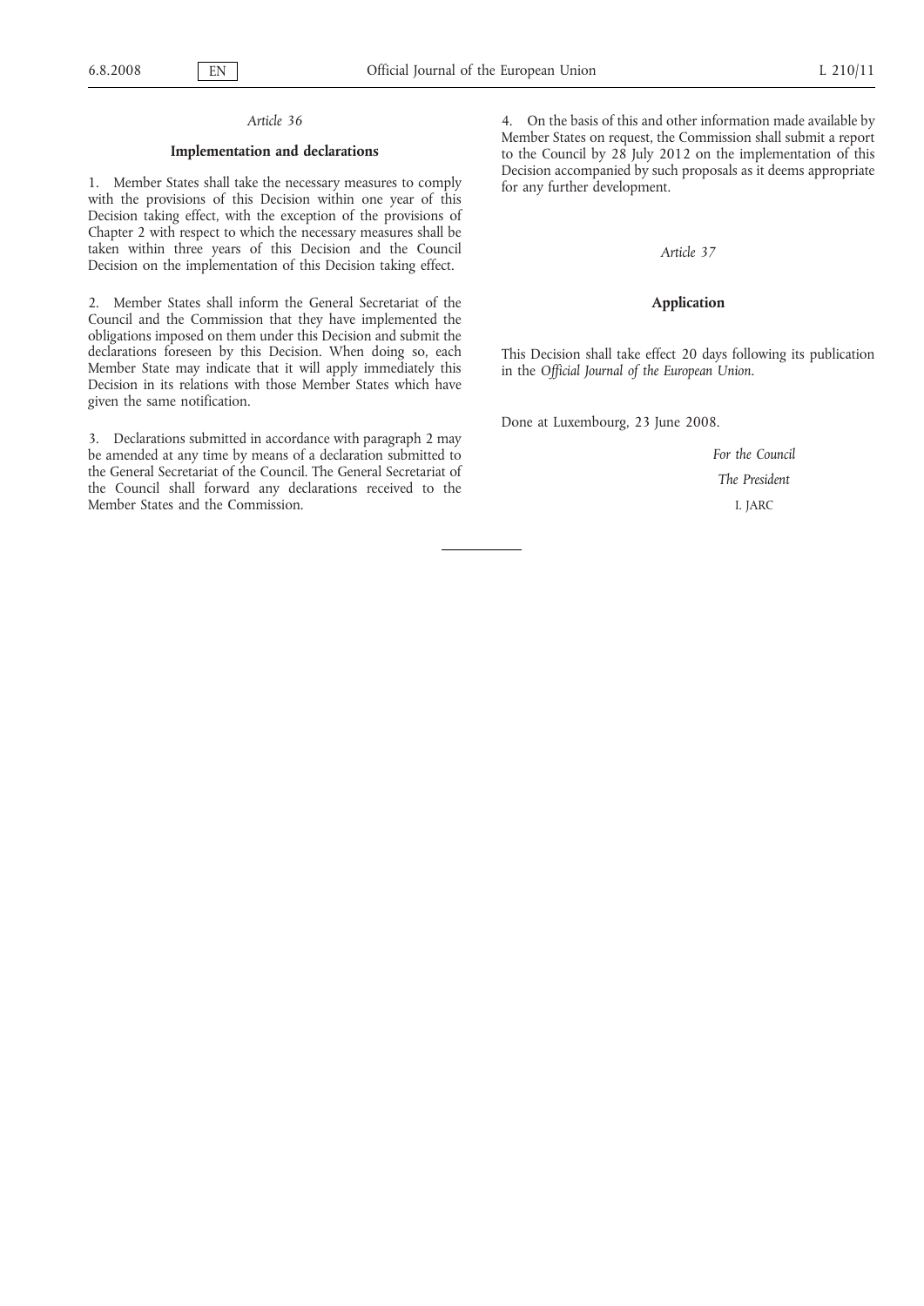*Article 36*

**Implementation and declarations**

1. Member States shall take the necessary measures to comply with the provisions of this Decision within one year of this Decision taking effect, with the exception of the provisions of Chapter 2 with respect to which the necessary measures shall be taken within three years of this Decision and the Council Decision on the implementation of this Decision taking effect.

2. Member States shall inform the General Secretariat of the Council and the Commission that they have implemented the obligations imposed on them under this Decision and submit the declarations foreseen by this Decision. When doing so, each Member State may indicate that it will apply immediately this Decision in its relations with those Member States which have given the same notification.

3. Declarations submitted in accordance with paragraph 2 may be amended at any time by means of a declaration submitted to the General Secretariat of the Council. The General Secretariat of the Council shall forward any declarations received to the Member States and the Commission.

4. On the basis of this and other information made available by Member States on request, the Commission shall submit a report to the Council by 28 July 2012 on the implementation of this Decision accompanied by such proposals as it deems appropriate for any further development.

*Article 37*

**Application**

This Decision shall take effect 20 days following its publication in the *Official Journal of the European Union*.

Done at Luxembourg, 23 June 2008.

*For the Council*

*The President*

I. JARC